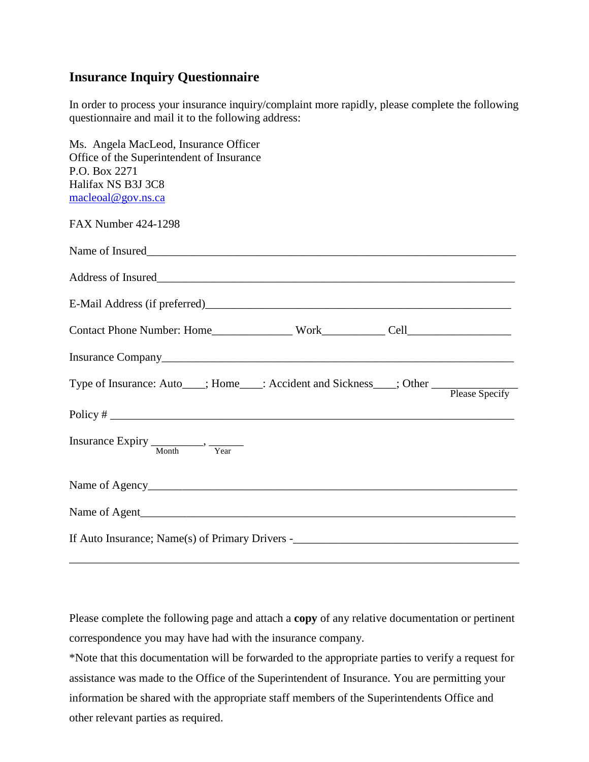## Insurance Inquiry Questionnaire

In order to process your insurance inquiry/complaint more rapidly, please complete the following questionnaire and mail it to the following address:

Ms. Angela MacLeod, Insurance Officer
Office of the Superintendent of Insurance
P.O. Box 2271
Halifax NS B3J 3C8
macleoal@gov.ns.ca

FAX Number 424-1298

Name of Insured_______________________________________________________________

Address of Insured_____________________________________________________________

E-Mail Address (if preferred)____________________________________________________

Contact Phone Number: Home______________ Work___________ Cell__________________

Insurance Company_____________________________________________________________

Type of Insurance: Auto____; Home____: Accident and Sickness____; Other _______________ (Please Specify)

Policy # _____________________________________________________________________

Insurance Expiry _________ (Month), ______ (Year)

Name of Agency_________________________________________________________________

Name of Agent__________________________________________________________________

If Auto Insurance; Name(s) of Primary Drivers -______________________________________

_____________________________________________________________________________

Please complete the following page and attach a **copy** of any relative documentation or pertinent correspondence you may have had with the insurance company.

*Note that this documentation will be forwarded to the appropriate parties to verify a request for assistance was made to the Office of the Superintendent of Insurance. You are permitting your information be shared with the appropriate staff members of the Superintendents Office and other relevant parties as required.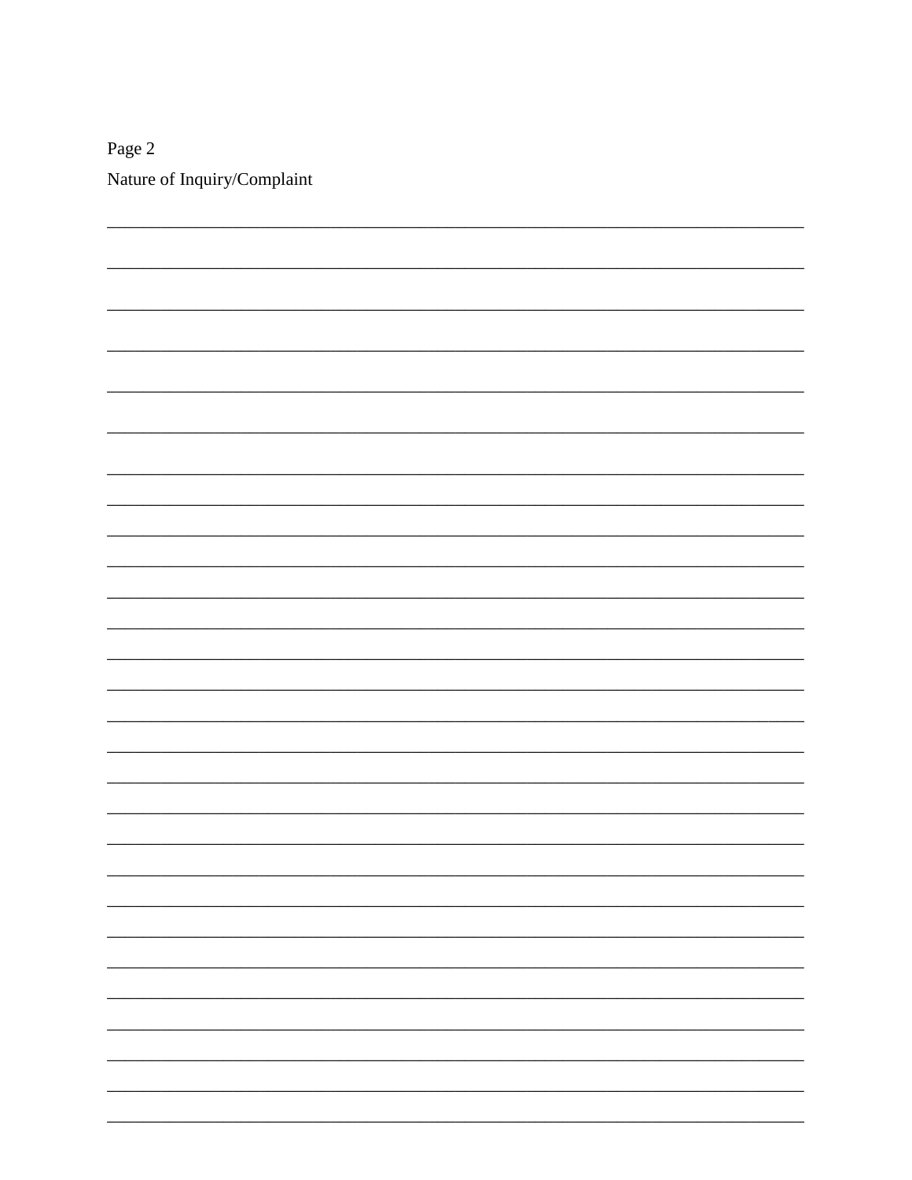Nature of Inquiry/Complaint